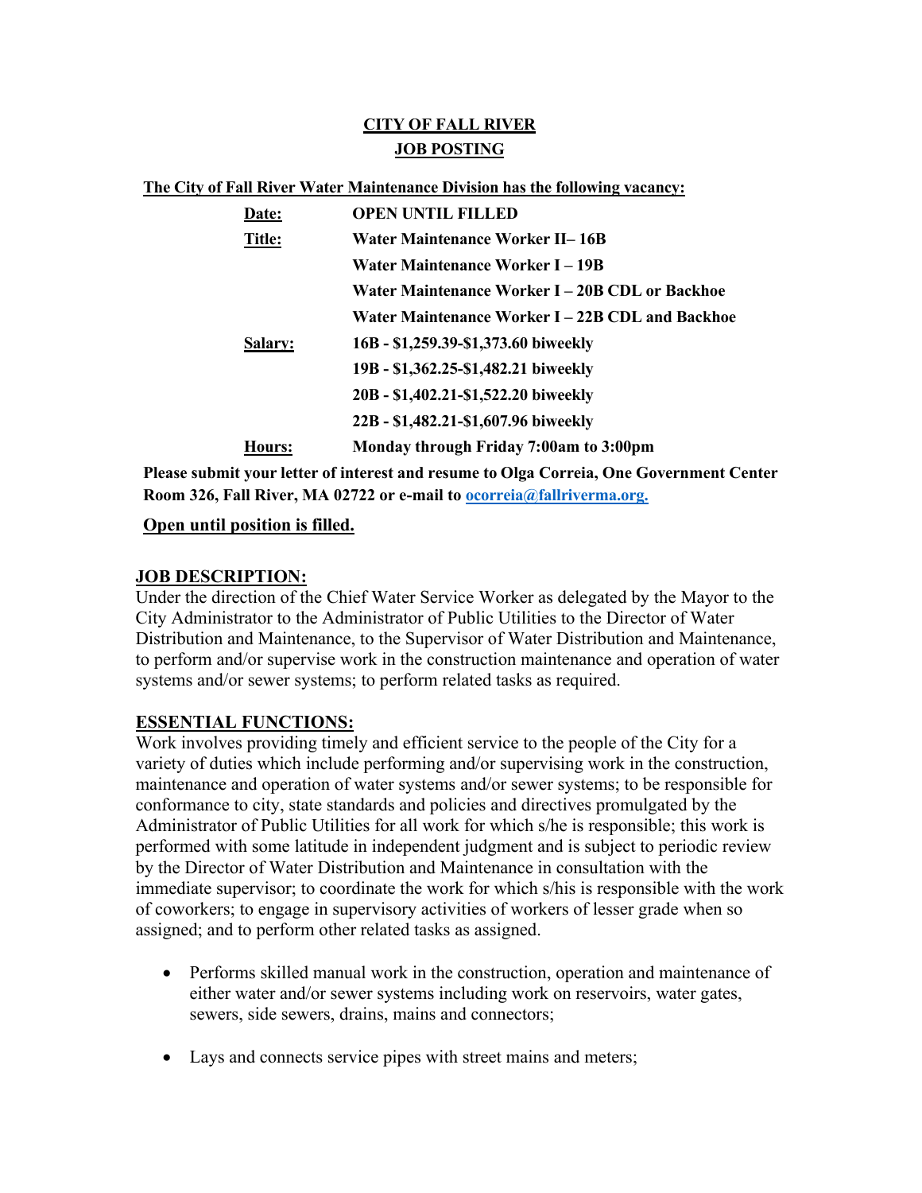**CITY OF FALL RIVER**

**JOB POSTING**

**The City of Fall River Water Maintenance Division has the following vacancy:**

| | |
|---|---|
| **Date:** | **OPEN UNTIL FILLED** |
| **Title:** | **Water Maintenance Worker II– 16B** |
| | **Water Maintenance Worker I – 19B** |
| | **Water Maintenance Worker I – 20B CDL or Backhoe** |
| | **Water Maintenance Worker I – 22B CDL and Backhoe** |
| **Salary:** | **16B - $1,259.39-$1,373.60 biweekly** |
| | **19B - $1,362.25-$1,482.21 biweekly** |
| | **20B - $1,402.21-$1,522.20 biweekly** |
| | **22B - $1,482.21-$1,607.96 biweekly** |
| **Hours:** | **Monday through Friday 7:00am to 3:00pm** |

**Please submit your letter of interest and resume to Olga Correia, One Government Center Room 326, Fall River, MA 02722 or e-mail to ocorreia@fallriverma.org.**

**Open until position is filled.**

## JOB DESCRIPTION:

Under the direction of the Chief Water Service Worker as delegated by the Mayor to the City Administrator to the Administrator of Public Utilities to the Director of Water Distribution and Maintenance, to the Supervisor of Water Distribution and Maintenance, to perform and/or supervise work in the construction maintenance and operation of water systems and/or sewer systems; to perform related tasks as required.

## ESSENTIAL FUNCTIONS:

Work involves providing timely and efficient service to the people of the City for a variety of duties which include performing and/or supervising work in the construction, maintenance and operation of water systems and/or sewer systems; to be responsible for conformance to city, state standards and policies and directives promulgated by the Administrator of Public Utilities for all work for which s/he is responsible; this work is performed with some latitude in independent judgment and is subject to periodic review by the Director of Water Distribution and Maintenance in consultation with the immediate supervisor; to coordinate the work for which s/his is responsible with the work of coworkers; to engage in supervisory activities of workers of lesser grade when so assigned; and to perform other related tasks as assigned.

- Performs skilled manual work in the construction, operation and maintenance of either water and/or sewer systems including work on reservoirs, water gates, sewers, side sewers, drains, mains and connectors;
- Lays and connects service pipes with street mains and meters;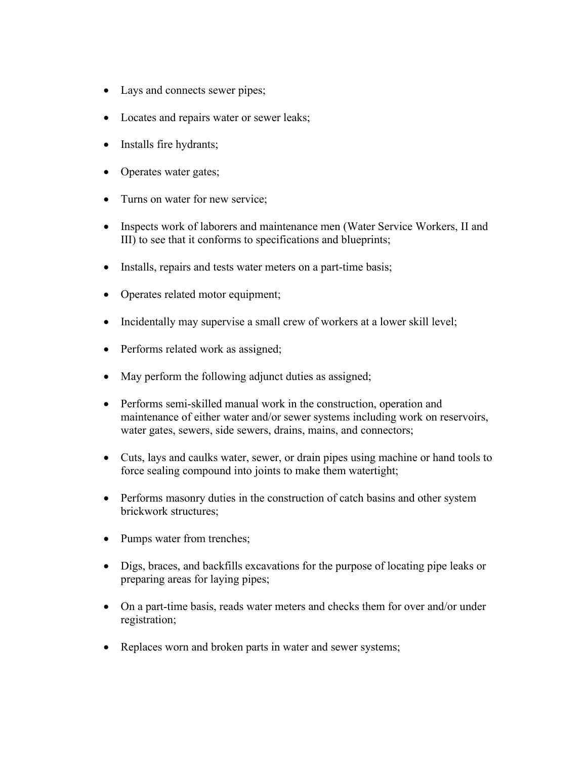- Lays and connects sewer pipes;
- Locates and repairs water or sewer leaks;
- Installs fire hydrants;
- Operates water gates;
- Turns on water for new service;
- Inspects work of laborers and maintenance men (Water Service Workers, II and III) to see that it conforms to specifications and blueprints;
- Installs, repairs and tests water meters on a part-time basis;
- Operates related motor equipment;
- Incidentally may supervise a small crew of workers at a lower skill level;
- Performs related work as assigned;
- May perform the following adjunct duties as assigned;
- Performs semi-skilled manual work in the construction, operation and maintenance of either water and/or sewer systems including work on reservoirs, water gates, sewers, side sewers, drains, mains, and connectors;
- Cuts, lays and caulks water, sewer, or drain pipes using machine or hand tools to force sealing compound into joints to make them watertight;
- Performs masonry duties in the construction of catch basins and other system brickwork structures;
- Pumps water from trenches;
- Digs, braces, and backfills excavations for the purpose of locating pipe leaks or preparing areas for laying pipes;
- On a part-time basis, reads water meters and checks them for over and/or under registration;
- Replaces worn and broken parts in water and sewer systems;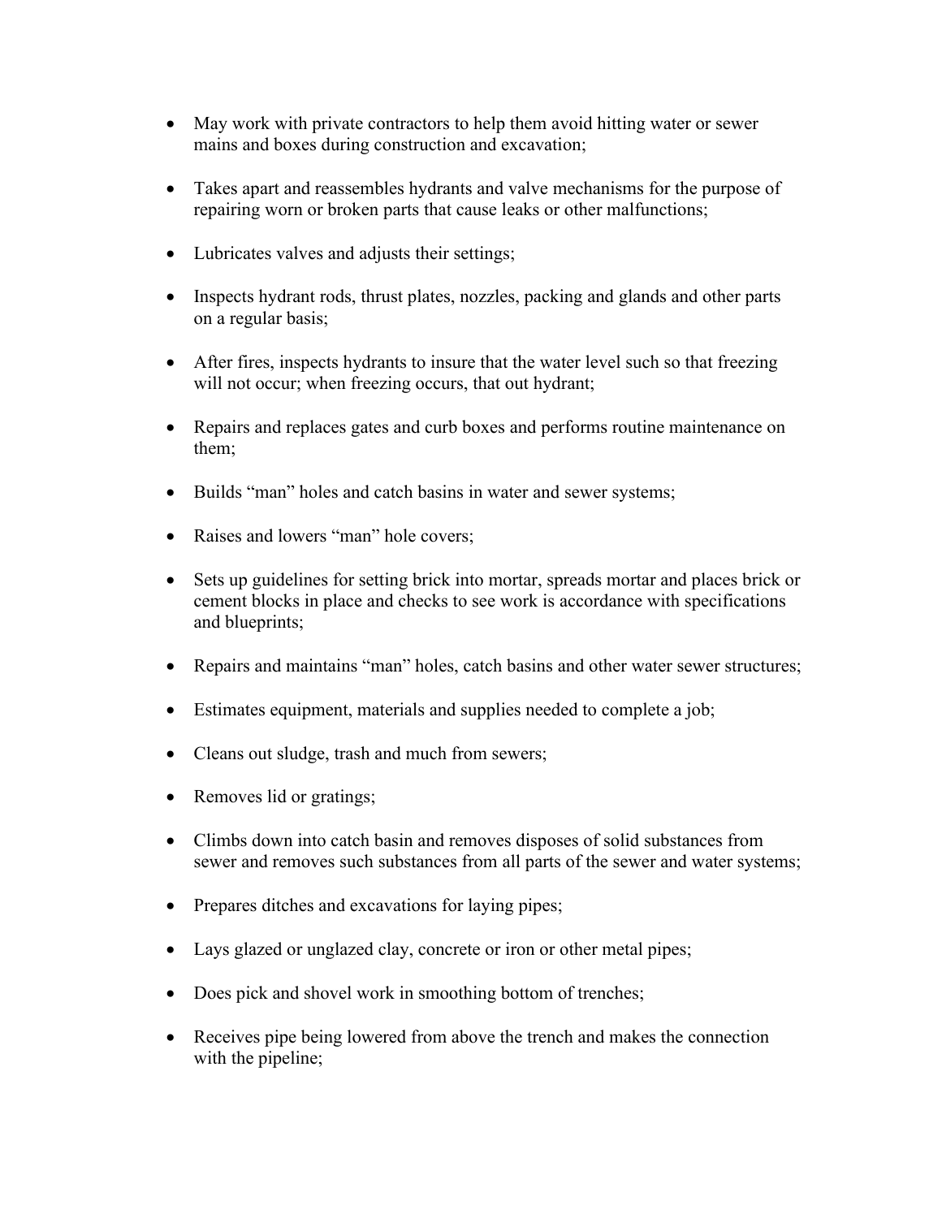- May work with private contractors to help them avoid hitting water or sewer mains and boxes during construction and excavation;

- Takes apart and reassembles hydrants and valve mechanisms for the purpose of repairing worn or broken parts that cause leaks or other malfunctions;

- Lubricates valves and adjusts their settings;

- Inspects hydrant rods, thrust plates, nozzles, packing and glands and other parts on a regular basis;

- After fires, inspects hydrants to insure that the water level such so that freezing will not occur; when freezing occurs, that out hydrant;

- Repairs and replaces gates and curb boxes and performs routine maintenance on them;

- Builds "man" holes and catch basins in water and sewer systems;

- Raises and lowers "man" hole covers;

- Sets up guidelines for setting brick into mortar, spreads mortar and places brick or cement blocks in place and checks to see work is accordance with specifications and blueprints;

- Repairs and maintains "man" holes, catch basins and other water sewer structures;

- Estimates equipment, materials and supplies needed to complete a job;

- Cleans out sludge, trash and much from sewers;

- Removes lid or gratings;

- Climbs down into catch basin and removes disposes of solid substances from sewer and removes such substances from all parts of the sewer and water systems;

- Prepares ditches and excavations for laying pipes;

- Lays glazed or unglazed clay, concrete or iron or other metal pipes;

- Does pick and shovel work in smoothing bottom of trenches;

- Receives pipe being lowered from above the trench and makes the connection with the pipeline;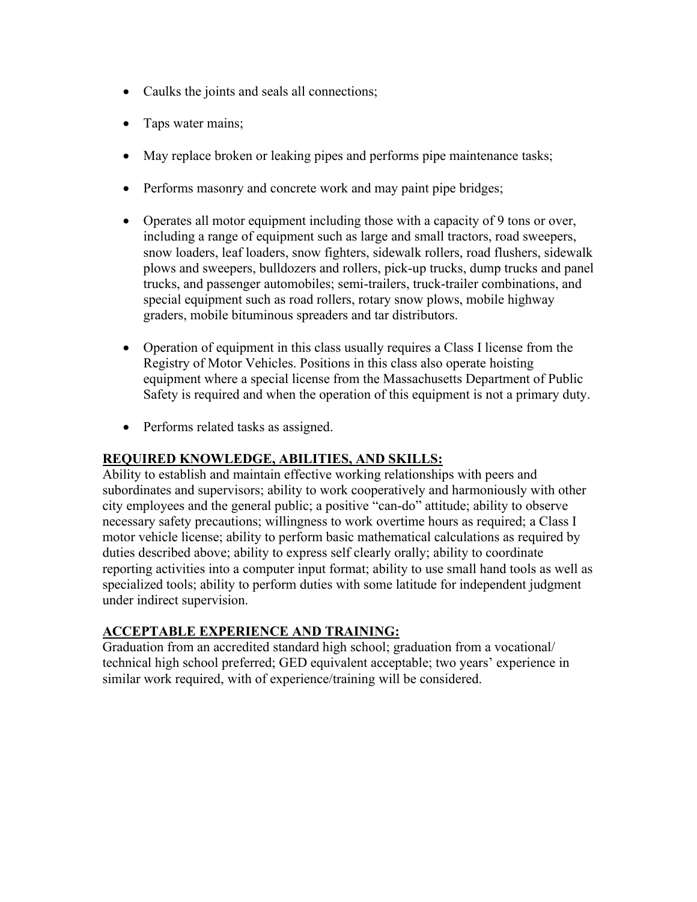- Caulks the joints and seals all connections;
- Taps water mains;
- May replace broken or leaking pipes and performs pipe maintenance tasks;
- Performs masonry and concrete work and may paint pipe bridges;
- Operates all motor equipment including those with a capacity of 9 tons or over, including a range of equipment such as large and small tractors, road sweepers, snow loaders, leaf loaders, snow fighters, sidewalk rollers, road flushers, sidewalk plows and sweepers, bulldozers and rollers, pick-up trucks, dump trucks and panel trucks, and passenger automobiles; semi-trailers, truck-trailer combinations, and special equipment such as road rollers, rotary snow plows, mobile highway graders, mobile bituminous spreaders and tar distributors.
- Operation of equipment in this class usually requires a Class I license from the Registry of Motor Vehicles. Positions in this class also operate hoisting equipment where a special license from the Massachusetts Department of Public Safety is required and when the operation of this equipment is not a primary duty.
- Performs related tasks as assigned.

## REQUIRED KNOWLEDGE, ABILITIES, AND SKILLS:

Ability to establish and maintain effective working relationships with peers and subordinates and supervisors; ability to work cooperatively and harmoniously with other city employees and the general public; a positive "can-do" attitude; ability to observe necessary safety precautions; willingness to work overtime hours as required; a Class I motor vehicle license; ability to perform basic mathematical calculations as required by duties described above; ability to express self clearly orally; ability to coordinate reporting activities into a computer input format; ability to use small hand tools as well as specialized tools; ability to perform duties with some latitude for independent judgment under indirect supervision.

## ACCEPTABLE EXPERIENCE AND TRAINING:

Graduation from an accredited standard high school; graduation from a vocational/ technical high school preferred; GED equivalent acceptable; two years' experience in similar work required, with of experience/training will be considered.